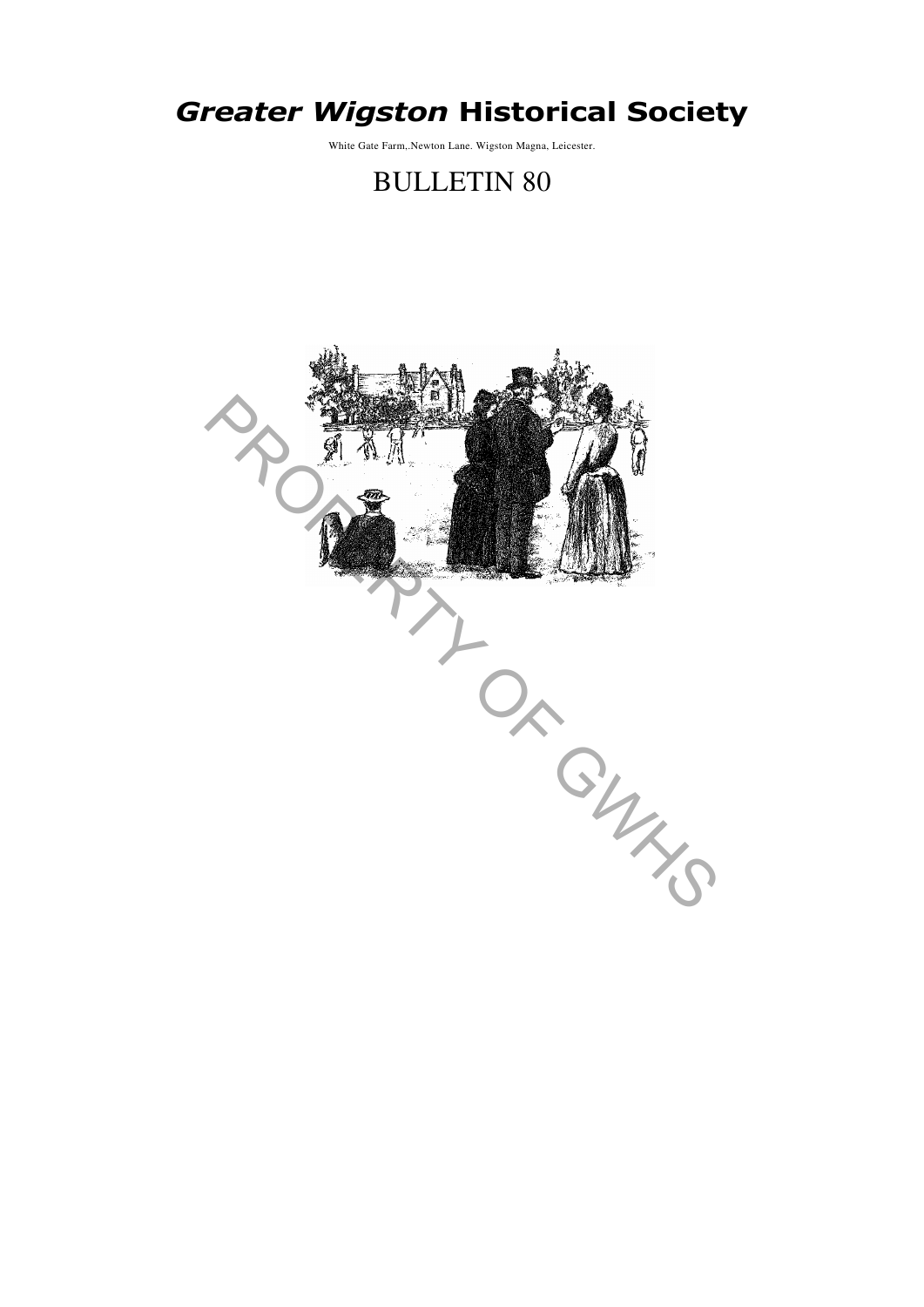# *Greater Wigston* Historical Society

White Gate Farm,.Newton Lane. Wigston Magna, Leicester.

## BULLETIN 80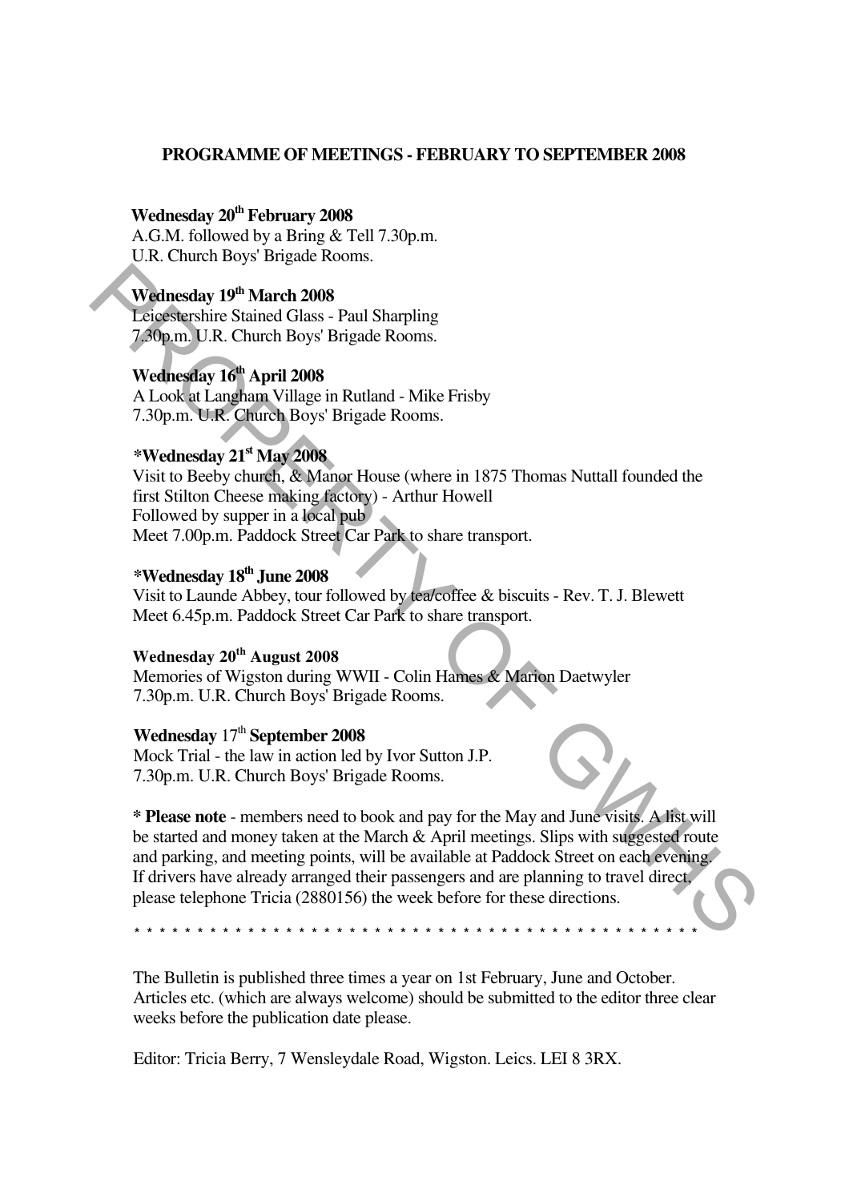## PROGRAMME OF MEETINGS - FEBRUARY TO SEPTEMBER 2008

**Wednesday 20th February 2008**
A.G.M. followed by a Bring & Tell 7.30p.m.
U.R. Church Boys' Brigade Rooms.

**Wednesday 19th March 2008**
Leicestershire Stained Glass - Paul Sharpling
7.30p.m. U.R. Church Boys' Brigade Rooms.

**Wednesday 16th April 2008**
A Look at Langham Village in Rutland - Mike Frisby
7.30p.m. U.R. Church Boys' Brigade Rooms.

**\*Wednesday 21st May 2008**
Visit to Beeby church, & Manor House (where in 1875 Thomas Nuttall founded the first Stilton Cheese making factory) - Arthur Howell
Followed by supper in a local pub
Meet 7.00p.m. Paddock Street Car Park to share transport.

**\*Wednesday 18th June 2008**
Visit to Launde Abbey, tour followed by tea/coffee & biscuits - Rev. T. J. Blewett
Meet 6.45p.m. Paddock Street Car Park to share transport.

**Wednesday 20th August 2008**
Memories of Wigston during WWII - Colin Hames & Marion Daetwyler
7.30p.m. U.R. Church Boys' Brigade Rooms.

**Wednesday 17th September 2008**
Mock Trial - the law in action led by Ivor Sutton J.P.
7.30p.m. U.R. Church Boys' Brigade Rooms.

**\* Please note** - members need to book and pay for the May and June visits. A list will be started and money taken at the March & April meetings. Slips with suggested route and parking, and meeting points, will be available at Paddock Street on each evening. If drivers have already arranged their passengers and are planning to travel direct, please telephone Tricia (2880156) the week before for these directions.

\* \* \* \* \* \* \* \* \* \* \* \* \* \* \* \* \* \* \* \* \* \* \* \* \* \* \* \* \* \* \* \* \* \* \* \* \* \* \* \* \* \* \* \* \* \* \* \* \*

The Bulletin is published three times a year on 1st February, June and October. Articles etc. (which are always welcome) should be submitted to the editor three clear weeks before the publication date please.

Editor: Tricia Berry, 7 Wensleydale Road, Wigston. Leics. LEI 8 3RX.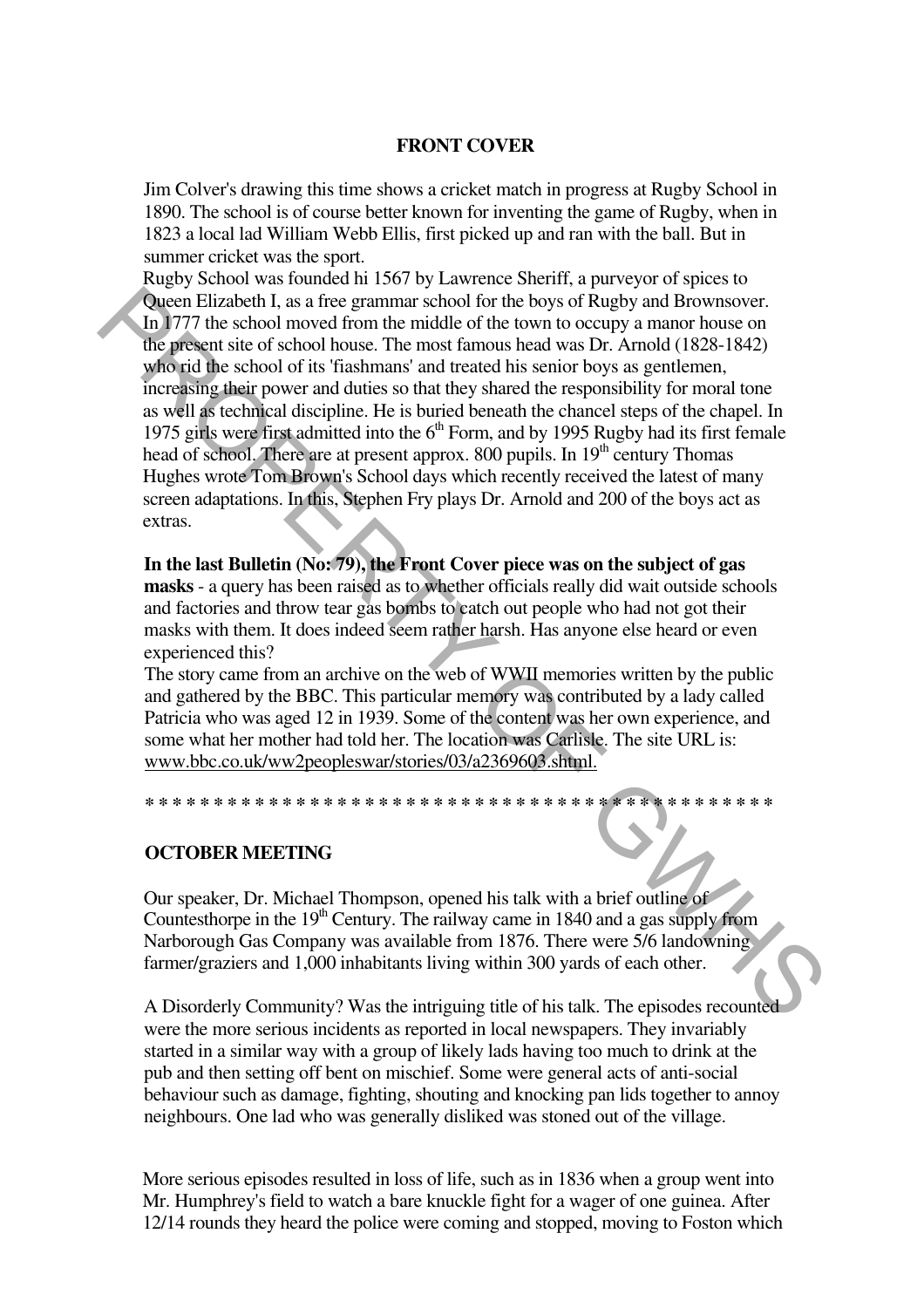## FRONT COVER

Jim Colver's drawing this time shows a cricket match in progress at Rugby School in 1890. The school is of course better known for inventing the game of Rugby, when in 1823 a local lad William Webb Ellis, first picked up and ran with the ball. But in summer cricket was the sport.

Rugby School was founded hi 1567 by Lawrence Sheriff, a purveyor of spices to Queen Elizabeth I, as a free grammar school for the boys of Rugby and Brownsover. In 1777 the school moved from the middle of the town to occupy a manor house on the present site of school house. The most famous head was Dr. Arnold (1828-1842) who rid the school of its 'fiashmans' and treated his senior boys as gentlemen, increasing their power and duties so that they shared the responsibility for moral tone as well as technical discipline. He is buried beneath the chancel steps of the chapel. In 1975 girls were first admitted into the 6th Form, and by 1995 Rugby had its first female head of school. There are at present approx. 800 pupils. In 19th century Thomas Hughes wrote Tom Brown's School days which recently received the latest of many screen adaptations. In this, Stephen Fry plays Dr. Arnold and 200 of the boys act as extras.

**In the last Bulletin (No: 79), the Front Cover piece was on the subject of gas masks** - a query has been raised as to whether officials really did wait outside schools and factories and throw tear gas bombs to catch out people who had not got their masks with them. It does indeed seem rather harsh. Has anyone else heard or even experienced this?

The story came from an archive on the web of WWII memories written by the public and gathered by the BBC. This particular memory was contributed by a lady called Patricia who was aged 12 in 1939. Some of the content was her own experience, and some what her mother had told her. The location was Carlisle. The site URL is: www.bbc.co.uk/ww2peopleswar/stories/03/a2369603.shtml.

* * * * * * * * * * * * * * * * * * * * * * * * * * * * * * * * * * * * * * * * * * * * * *

## OCTOBER MEETING

Our speaker, Dr. Michael Thompson, opened his talk with a brief outline of Countesthorpe in the 19th Century. The railway came in 1840 and a gas supply from Narborough Gas Company was available from 1876. There were 5/6 landowning farmer/graziers and 1,000 inhabitants living within 300 yards of each other.

A Disorderly Community? Was the intriguing title of his talk. The episodes recounted were the more serious incidents as reported in local newspapers. They invariably started in a similar way with a group of likely lads having too much to drink at the pub and then setting off bent on mischief. Some were general acts of anti-social behaviour such as damage, fighting, shouting and knocking pan lids together to annoy neighbours. One lad who was generally disliked was stoned out of the village.

More serious episodes resulted in loss of life, such as in 1836 when a group went into Mr. Humphrey's field to watch a bare knuckle fight for a wager of one guinea. After 12/14 rounds they heard the police were coming and stopped, moving to Foston which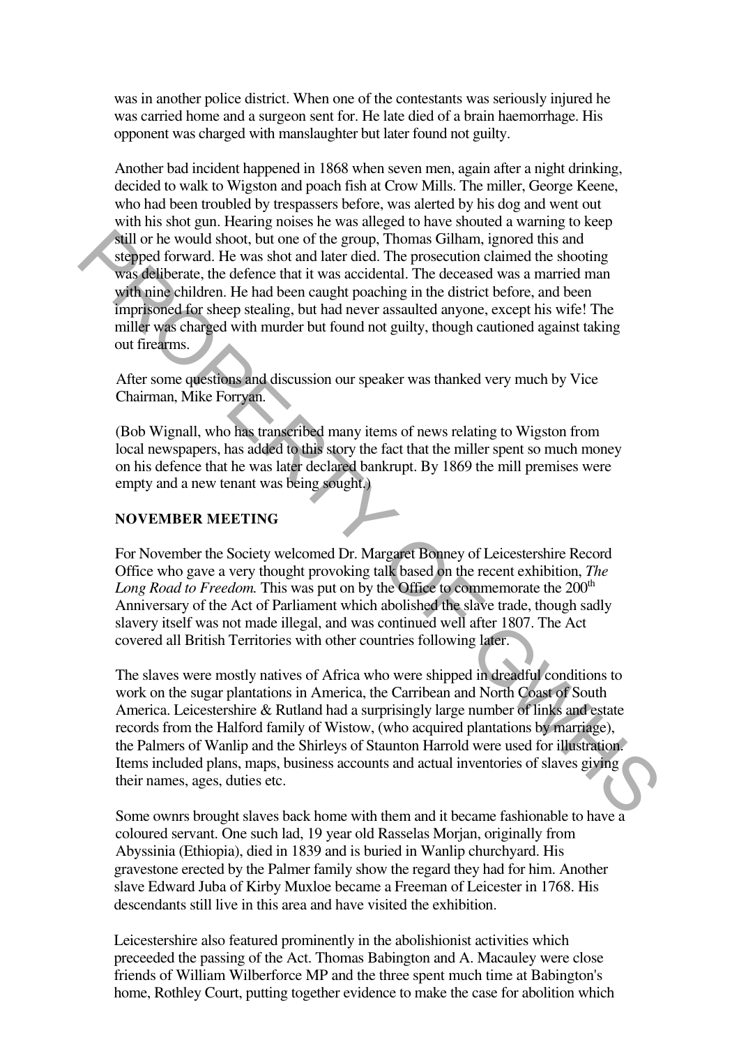was in another police district. When one of the contestants was seriously injured he was carried home and a surgeon sent for. He late died of a brain haemorrhage. His opponent was charged with manslaughter but later found not guilty.

Another bad incident happened in 1868 when seven men, again after a night drinking, decided to walk to Wigston and poach fish at Crow Mills. The miller, George Keene, who had been troubled by trespassers before, was alerted by his dog and went out with his shot gun. Hearing noises he was alleged to have shouted a warning to keep still or he would shoot, but one of the group, Thomas Gilham, ignored this and stepped forward. He was shot and later died. The prosecution claimed the shooting was deliberate, the defence that it was accidental. The deceased was a married man with nine children. He had been caught poaching in the district before, and been imprisoned for sheep stealing, but had never assaulted anyone, except his wife! The miller was charged with murder but found not guilty, though cautioned against taking out firearms.

After some questions and discussion our speaker was thanked very much by Vice Chairman, Mike Forryan.

(Bob Wignall, who has transcribed many items of news relating to Wigston from local newspapers, has added to this story the fact that the miller spent so much money on his defence that he was later declared bankrupt. By 1869 the mill premises were empty and a new tenant was being sought.)

**NOVEMBER MEETING**

For November the Society welcomed Dr. Margaret Bonney of Leicestershire Record Office who gave a very thought provoking talk based on the recent exhibition, *The Long Road to Freedom.* This was put on by the Office to commemorate the 200th Anniversary of the Act of Parliament which abolished the slave trade, though sadly slavery itself was not made illegal, and was continued well after 1807. The Act covered all British Territories with other countries following later.

The slaves were mostly natives of Africa who were shipped in dreadful conditions to work on the sugar plantations in America, the Carribean and North Coast of South America. Leicestershire & Rutland had a surprisingly large number of links and estate records from the Halford family of Wistow, (who acquired plantations by marriage), the Palmers of Wanlip and the Shirleys of Staunton Harrold were used for illustration. Items included plans, maps, business accounts and actual inventories of slaves giving their names, ages, duties etc.

Some ownrs brought slaves back home with them and it became fashionable to have a coloured servant. One such lad, 19 year old Rasselas Morjan, originally from Abyssinia (Ethiopia), died in 1839 and is buried in Wanlip churchyard. His gravestone erected by the Palmer family show the regard they had for him. Another slave Edward Juba of Kirby Muxloe became a Freeman of Leicester in 1768. His descendants still live in this area and have visited the exhibition.

Leicestershire also featured prominently in the abolishionist activities which preceeded the passing of the Act. Thomas Babington and A. Macauley were close friends of William Wilberforce MP and the three spent much time at Babington's home, Rothley Court, putting together evidence to make the case for abolition which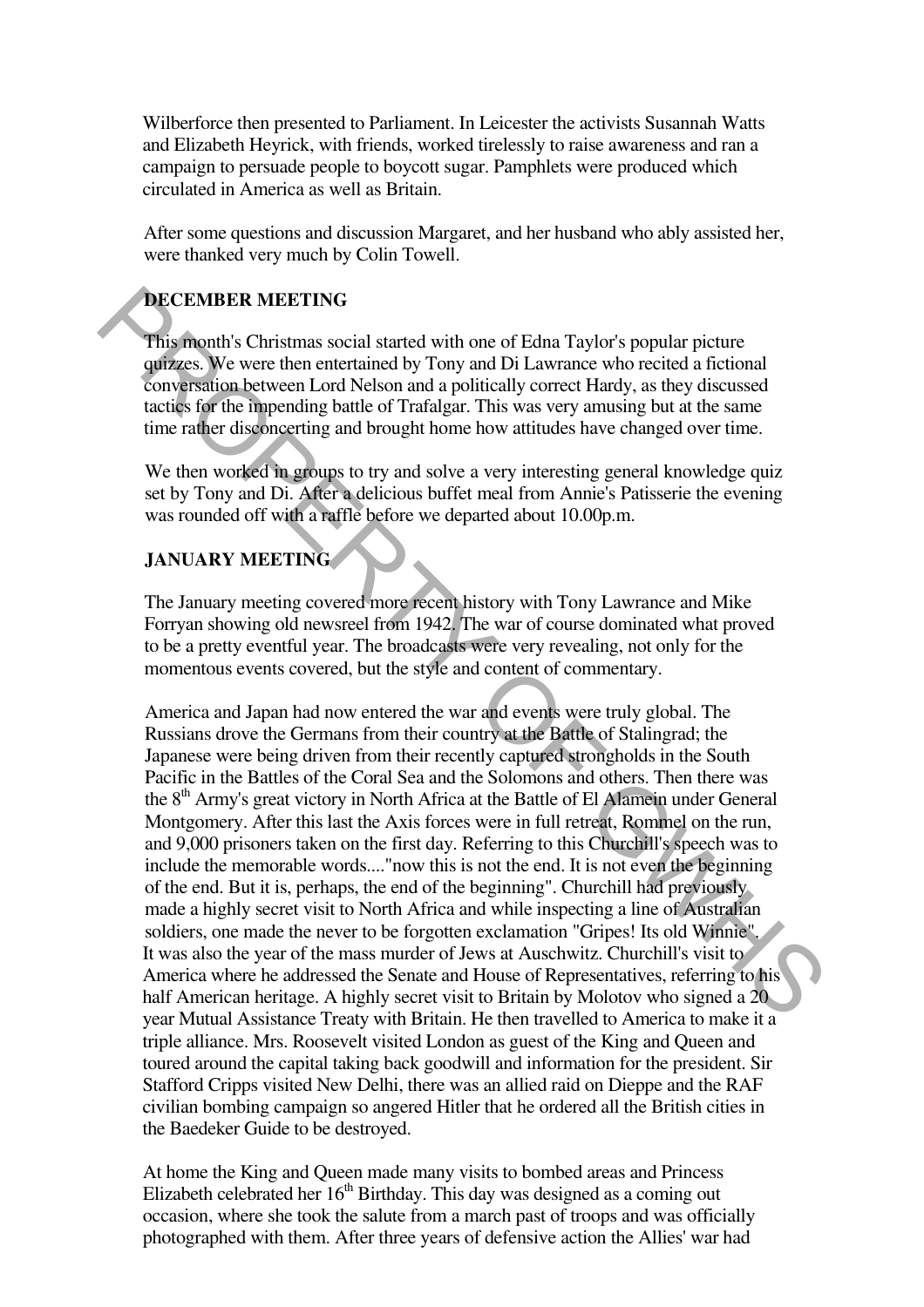Wilberforce then presented to Parliament. In Leicester the activists Susannah Watts and Elizabeth Heyrick, with friends, worked tirelessly to raise awareness and ran a campaign to persuade people to boycott sugar. Pamphlets were produced which circulated in America as well as Britain.

After some questions and discussion Margaret, and her husband who ably assisted her, were thanked very much by Colin Towell.

**DECEMBER MEETING**

This month's Christmas social started with one of Edna Taylor's popular picture quizzes. We were then entertained by Tony and Di Lawrance who recited a fictional conversation between Lord Nelson and a politically correct Hardy, as they discussed tactics for the impending battle of Trafalgar. This was very amusing but at the same time rather disconcerting and brought home how attitudes have changed over time.

We then worked in groups to try and solve a very interesting general knowledge quiz set by Tony and Di. After a delicious buffet meal from Annie's Patisserie the evening was rounded off with a raffle before we departed about 10.00p.m.

**JANUARY MEETING**

The January meeting covered more recent history with Tony Lawrance and Mike Forryan showing old newsreel from 1942. The war of course dominated what proved to be a pretty eventful year. The broadcasts were very revealing, not only for the momentous events covered, but the style and content of commentary.

America and Japan had now entered the war and events were truly global. The Russians drove the Germans from their country at the Battle of Stalingrad; the Japanese were being driven from their recently captured strongholds in the South Pacific in the Battles of the Coral Sea and the Solomons and others. Then there was the 8th Army's great victory in North Africa at the Battle of El Alamein under General Montgomery. After this last the Axis forces were in full retreat, Rommel on the run, and 9,000 prisoners taken on the first day. Referring to this Churchill's speech was to include the memorable words...."now this is not the end. It is not even the beginning of the end. But it is, perhaps, the end of the beginning". Churchill had previously made a highly secret visit to North Africa and while inspecting a line of Australian soldiers, one made the never to be forgotten exclamation "Gripes! Its old Winnie". It was also the year of the mass murder of Jews at Auschwitz. Churchill's visit to America where he addressed the Senate and House of Representatives, referring to his half American heritage. A highly secret visit to Britain by Molotov who signed a 20 year Mutual Assistance Treaty with Britain. He then travelled to America to make it a triple alliance. Mrs. Roosevelt visited London as guest of the King and Queen and toured around the capital taking back goodwill and information for the president. Sir Stafford Cripps visited New Delhi, there was an allied raid on Dieppe and the RAF civilian bombing campaign so angered Hitler that he ordered all the British cities in the Baedeker Guide to be destroyed.

At home the King and Queen made many visits to bombed areas and Princess Elizabeth celebrated her 16th Birthday. This day was designed as a coming out occasion, where she took the salute from a march past of troops and was officially photographed with them. After three years of defensive action the Allies' war had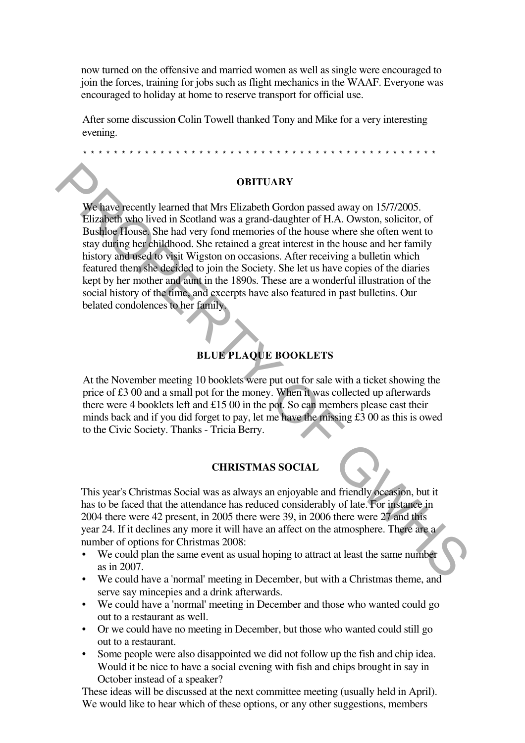now turned on the offensive and married women as well as single were encouraged to join the forces, training for jobs such as flight mechanics in the WAAF. Everyone was encouraged to holiday at home to reserve transport for official use.

After some discussion Colin Towell thanked Tony and Mike for a very interesting evening.

* * * * * * * * * * * * * * * * * * * * * * * * * * * * * * * * * * * * * * * * * * * * * * * * *

## OBITUARY

We have recently learned that Mrs Elizabeth Gordon passed away on 15/7/2005. Elizabeth who lived in Scotland was a grand-daughter of H.A. Owston, solicitor, of Bushloe House. She had very fond memories of the house where she often went to stay during her childhood. She retained a great interest in the house and her family history and used to visit Wigston on occasions. After receiving a bulletin which featured them she decided to join the Society. She let us have copies of the diaries kept by her mother and aunt in the 1890s. These are a wonderful illustration of the social history of the time, and excerpts have also featured in past bulletins. Our belated condolences to her family.

## BLUE PLAQUE BOOKLETS

At the November meeting 10 booklets were put out for sale with a ticket showing the price of £3 00 and a small pot for the money. When it was collected up afterwards there were 4 booklets left and £15 00 in the pot. So can members please cast their minds back and if you did forget to pay, let me have the missing £3 00 as this is owed to the Civic Society. Thanks - Tricia Berry.

## CHRISTMAS SOCIAL

This year's Christmas Social was as always an enjoyable and friendly occasion, but it has to be faced that the attendance has reduced considerably of late. For instance in 2004 there were 42 present, in 2005 there were 39, in 2006 there were 27 and this year 24. If it declines any more it will have an affect on the atmosphere. There are a number of options for Christmas 2008:

- We could plan the same event as usual hoping to attract at least the same number as in 2007.
- We could have a 'normal' meeting in December, but with a Christmas theme, and serve say mincepies and a drink afterwards.
- We could have a 'normal' meeting in December and those who wanted could go out to a restaurant as well.
- Or we could have no meeting in December, but those who wanted could still go out to a restaurant.
- Some people were also disappointed we did not follow up the fish and chip idea. Would it be nice to have a social evening with fish and chips brought in say in October instead of a speaker?

These ideas will be discussed at the next committee meeting (usually held in April). We would like to hear which of these options, or any other suggestions, members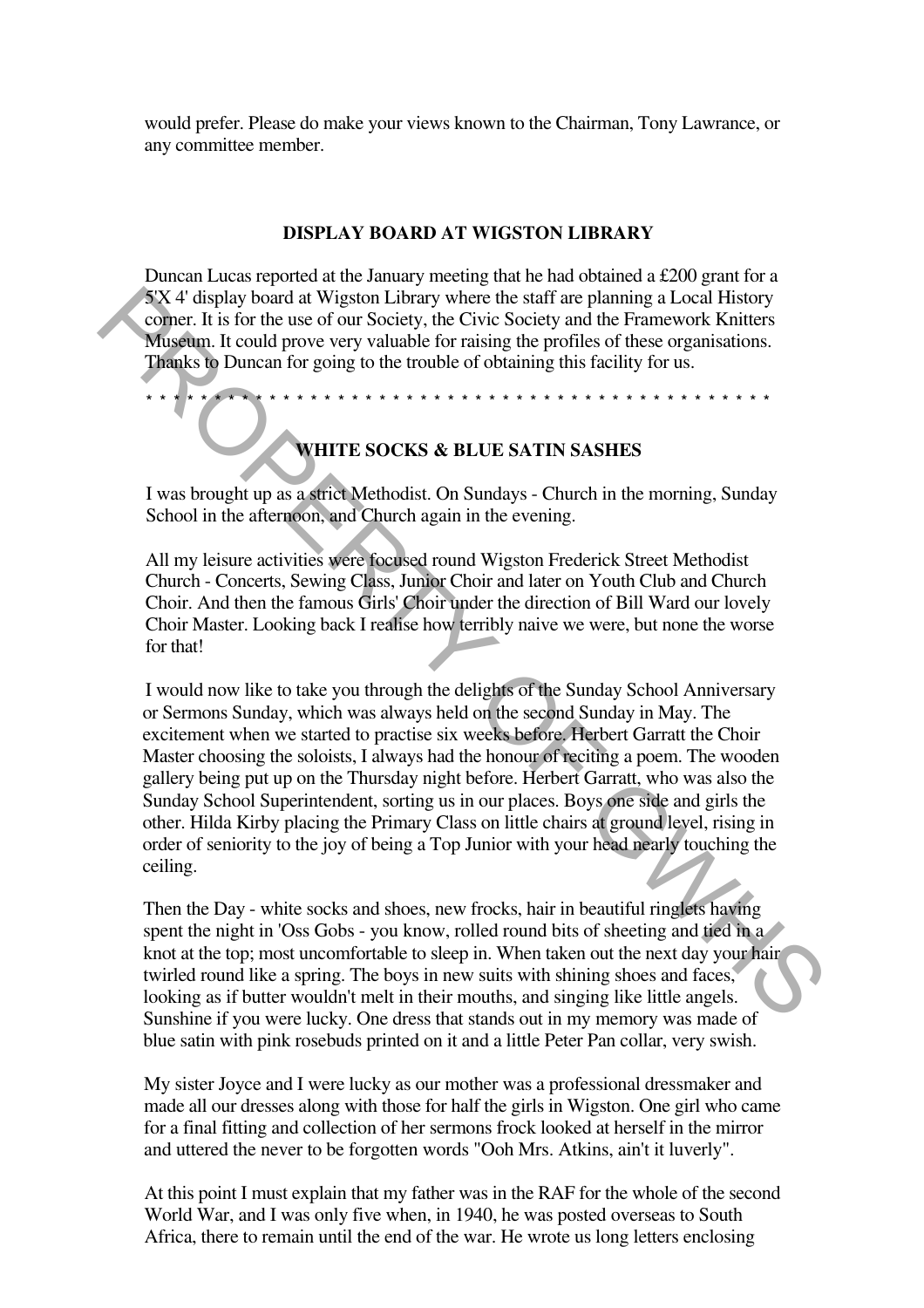would prefer. Please do make your views known to the Chairman, Tony Lawrance, or any committee member.

## DISPLAY BOARD AT WIGSTON LIBRARY

Duncan Lucas reported at the January meeting that he had obtained a £200 grant for a 5'X 4' display board at Wigston Library where the staff are planning a Local History corner. It is for the use of our Society, the Civic Society and the Framework Knitters Museum. It could prove very valuable for raising the profiles of these organisations. Thanks to Duncan for going to the trouble of obtaining this facility for us.

* * * * * * * * * * * * * * * * * * * * * * * * * * * * * * * * * * * * * * * * * * * * * * * * *

## WHITE SOCKS & BLUE SATIN SASHES

I was brought up as a strict Methodist. On Sundays - Church in the morning, Sunday School in the afternoon, and Church again in the evening.

All my leisure activities were focused round Wigston Frederick Street Methodist Church - Concerts, Sewing Class, Junior Choir and later on Youth Club and Church Choir. And then the famous Girls' Choir under the direction of Bill Ward our lovely Choir Master. Looking back I realise how terribly naive we were, but none the worse for that!

I would now like to take you through the delights of the Sunday School Anniversary or Sermons Sunday, which was always held on the second Sunday in May. The excitement when we started to practise six weeks before. Herbert Garratt the Choir Master choosing the soloists, I always had the honour of reciting a poem. The wooden gallery being put up on the Thursday night before. Herbert Garratt, who was also the Sunday School Superintendent, sorting us in our places. Boys one side and girls the other. Hilda Kirby placing the Primary Class on little chairs at ground level, rising in order of seniority to the joy of being a Top Junior with your head nearly touching the ceiling.

Then the Day - white socks and shoes, new frocks, hair in beautiful ringlets having spent the night in 'Oss Gobs - you know, rolled round bits of sheeting and tied in a knot at the top; most uncomfortable to sleep in. When taken out the next day your hair twirled round like a spring. The boys in new suits with shining shoes and faces, looking as if butter wouldn't melt in their mouths, and singing like little angels. Sunshine if you were lucky. One dress that stands out in my memory was made of blue satin with pink rosebuds printed on it and a little Peter Pan collar, very swish.

My sister Joyce and I were lucky as our mother was a professional dressmaker and made all our dresses along with those for half the girls in Wigston. One girl who came for a final fitting and collection of her sermons frock looked at herself in the mirror and uttered the never to be forgotten words "Ooh Mrs. Atkins, ain't it luverly".

At this point I must explain that my father was in the RAF for the whole of the second World War, and I was only five when, in 1940, he was posted overseas to South Africa, there to remain until the end of the war. He wrote us long letters enclosing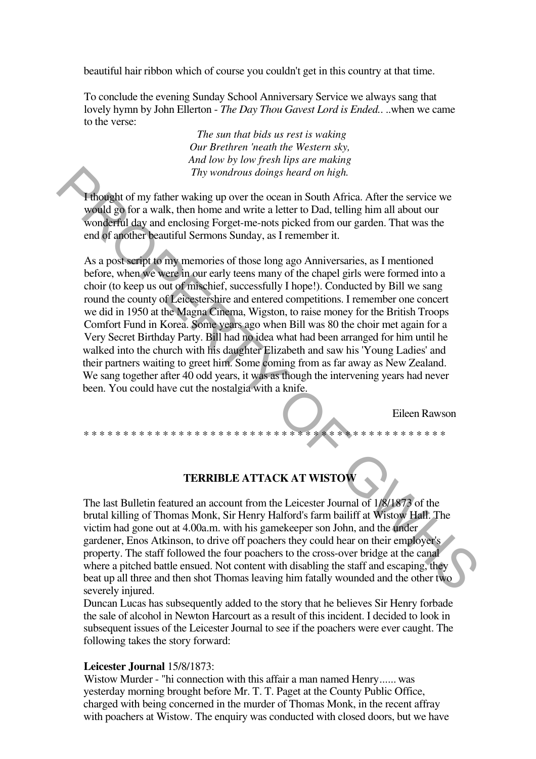beautiful hair ribbon which of course you couldn't get in this country at that time.

To conclude the evening Sunday School Anniversary Service we always sang that lovely hymn by John Ellerton - *The Day Thou Gavest Lord is Ended.*. ..when we came to the verse:

*The sun that bids us rest is waking*
*Our Brethren 'neath the Western sky,*
*And low by low fresh lips are making*
*Thy wondrous doings heard on high.*

I thought of my father waking up over the ocean in South Africa. After the service we would go for a walk, then home and write a letter to Dad, telling him all about our wonderful day and enclosing Forget-me-nots picked from our garden. That was the end of another beautiful Sermons Sunday, as I remember it.

As a post script to my memories of those long ago Anniversaries, as I mentioned before, when we were in our early teens many of the chapel girls were formed into a choir (to keep us out of mischief, successfully I hope!). Conducted by Bill we sang round the county of Leicestershire and entered competitions. I remember one concert we did in 1950 at the Magna Cinema, Wigston, to raise money for the British Troops Comfort Fund in Korea. Some years ago when Bill was 80 the choir met again for a Very Secret Birthday Party. Bill had no idea what had been arranged for him until he walked into the church with his daughter Elizabeth and saw his 'Young Ladies' and their partners waiting to greet him. Some coming from as far away as New Zealand. We sang together after 40 odd years, it was as though the intervening years had never been. You could have cut the nostalgia with a knife.

Eileen Rawson

* * * * * * * * * * * * * * * * * * * * * * * * * * * * * * * * * * * * * * * * * * * * * * *

## TERRIBLE ATTACK AT WISTOW

The last Bulletin featured an account from the Leicester Journal of 1/8/1873 of the brutal killing of Thomas Monk, Sir Henry Halford's farm bailiff at Wistow Hall. The victim had gone out at 4.00a.m. with his gamekeeper son John, and the under gardener, Enos Atkinson, to drive off poachers they could hear on their employer's property. The staff followed the four poachers to the cross-over bridge at the canal where a pitched battle ensued. Not content with disabling the staff and escaping, they beat up all three and then shot Thomas leaving him fatally wounded and the other two severely injured.

Duncan Lucas has subsequently added to the story that he believes Sir Henry forbade the sale of alcohol in Newton Harcourt as a result of this incident. I decided to look in subsequent issues of the Leicester Journal to see if the poachers were ever caught. The following takes the story forward:

**Leicester Journal** 15/8/1873:
Wistow Murder - "hi connection with this affair a man named Henry...... was yesterday morning brought before Mr. T. T. Paget at the County Public Office, charged with being concerned in the murder of Thomas Monk, in the recent affray with poachers at Wistow. The enquiry was conducted with closed doors, but we have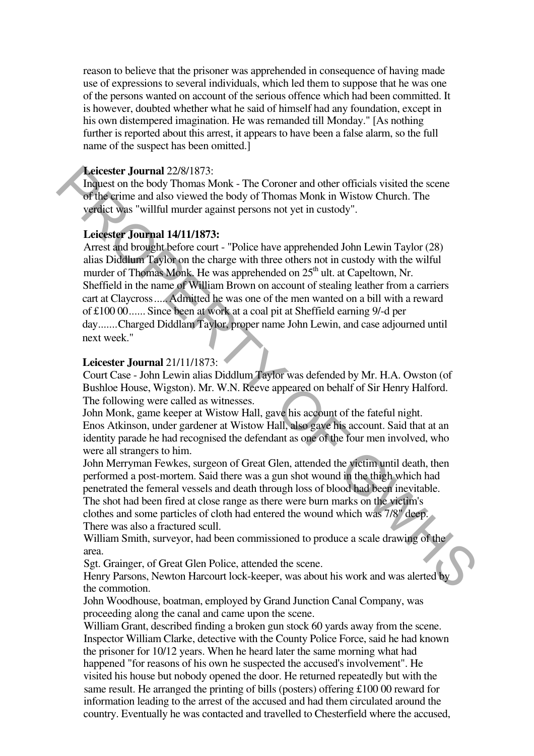reason to believe that the prisoner was apprehended in consequence of having made use of expressions to several individuals, which led them to suppose that he was one of the persons wanted on account of the serious offence which had been committed. It is however, doubted whether what he said of himself had any foundation, except in his own distempered imagination. He was remanded till Monday." [As nothing further is reported about this arrest, it appears to have been a false alarm, so the full name of the suspect has been omitted.]

**Leicester Journal** 22/8/1873:
Inquest on the body Thomas Monk - The Coroner and other officials visited the scene of the crime and also viewed the body of Thomas Monk in Wistow Church. The verdict was "willful murder against persons not yet in custody".

**Leicester Journal 14/11/1873:**
Arrest and brought before court - "Police have apprehended John Lewin Taylor (28) alias Diddlum Taylor on the charge with three others not in custody with the wilful murder of Thomas Monk. He was apprehended on 25th ult. at Capeltown, Nr. Sheffield in the name of William Brown on account of stealing leather from a carriers cart at Claycross..... Admitted he was one of the men wanted on a bill with a reward of £100 00...... Since been at work at a coal pit at Sheffield earning 9/-d per day.......Charged Diddlam Taylor, proper name John Lewin, and case adjourned until next week."

**Leicester Journal** 21/11/1873:
Court Case - John Lewin alias Diddlum Taylor was defended by Mr. H.A. Owston (of Bushloe House, Wigston). Mr. W.N. Reeve appeared on behalf of Sir Henry Halford. The following were called as witnesses.
John Monk, game keeper at Wistow Hall, gave his account of the fateful night.
Enos Atkinson, under gardener at Wistow Hall, also gave his account. Said that at an identity parade he had recognised the defendant as one of the four men involved, who were all strangers to him.
John Merryman Fewkes, surgeon of Great Glen, attended the victim until death, then performed a post-mortem. Said there was a gun shot wound in the thigh which had penetrated the femeral vessels and death through loss of blood had been inevitable. The shot had been fired at close range as there were burn marks on the victim's clothes and some particles of cloth had entered the wound which was 7/8" deep. There was also a fractured scull.
William Smith, surveyor, had been commissioned to produce a scale drawing of the area.
Sgt. Grainger, of Great Glen Police, attended the scene.
Henry Parsons, Newton Harcourt lock-keeper, was about his work and was alerted by the commotion.
John Woodhouse, boatman, employed by Grand Junction Canal Company, was proceeding along the canal and came upon the scene.
William Grant, described finding a broken gun stock 60 yards away from the scene.
Inspector William Clarke, detective with the County Police Force, said he had known the prisoner for 10/12 years. When he heard later the same morning what had happened "for reasons of his own he suspected the accused's involvement". He visited his house but nobody opened the door. He returned repeatedly but with the same result. He arranged the printing of bills (posters) offering £100 00 reward for information leading to the arrest of the accused and had them circulated around the country. Eventually he was contacted and travelled to Chesterfield where the accused,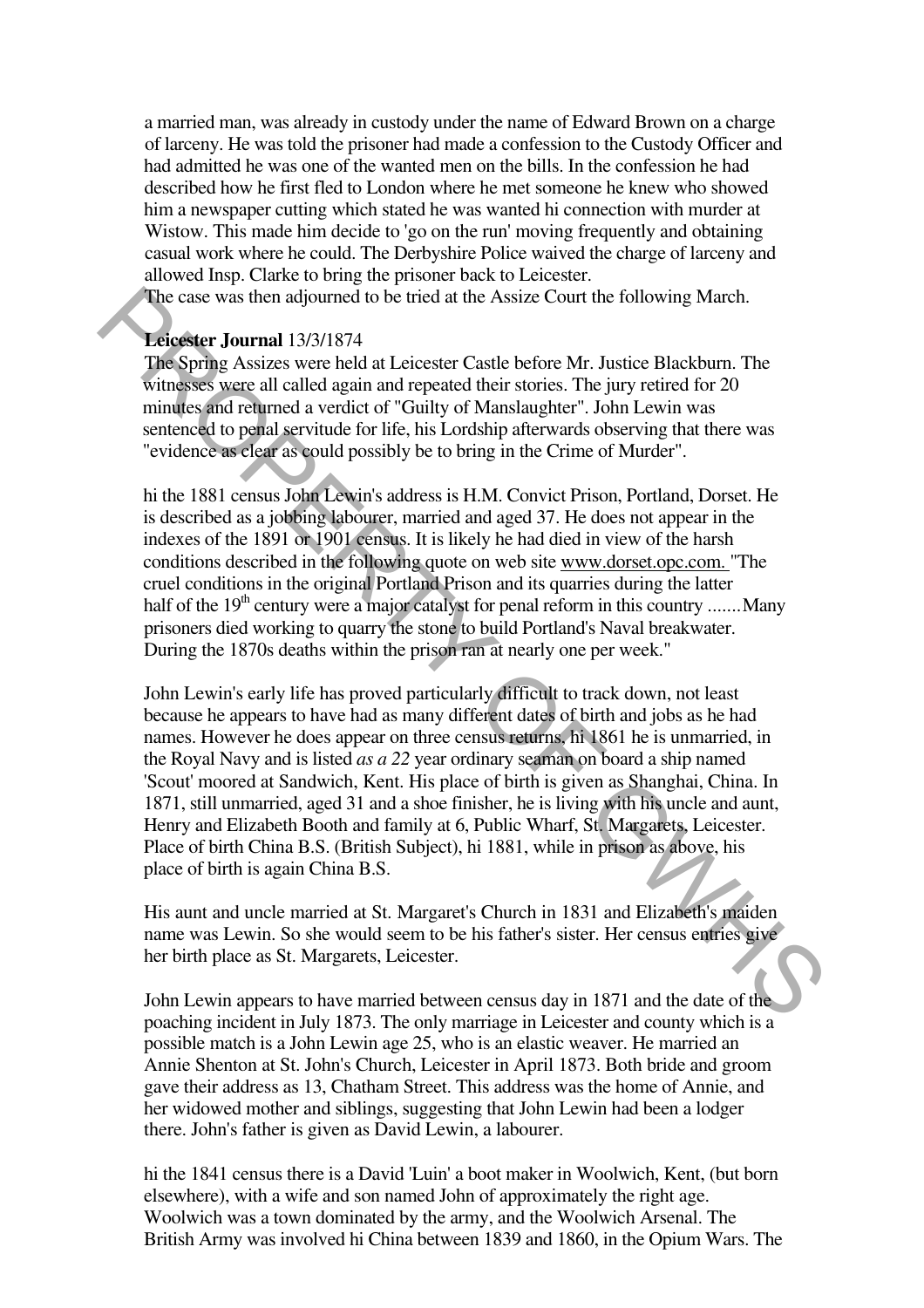a married man, was already in custody under the name of Edward Brown on a charge of larceny. He was told the prisoner had made a confession to the Custody Officer and had admitted he was one of the wanted men on the bills. In the confession he had described how he first fled to London where he met someone he knew who showed him a newspaper cutting which stated he was wanted hi connection with murder at Wistow. This made him decide to 'go on the run' moving frequently and obtaining casual work where he could. The Derbyshire Police waived the charge of larceny and allowed Insp. Clarke to bring the prisoner back to Leicester.
The case was then adjourned to be tried at the Assize Court the following March.

**Leicester Journal** 13/3/1874
The Spring Assizes were held at Leicester Castle before Mr. Justice Blackburn. The witnesses were all called again and repeated their stories. The jury retired for 20 minutes and returned a verdict of "Guilty of Manslaughter". John Lewin was sentenced to penal servitude for life, his Lordship afterwards observing that there was "evidence as clear as could possibly be to bring in the Crime of Murder".

hi the 1881 census John Lewin's address is H.M. Convict Prison, Portland, Dorset. He is described as a jobbing labourer, married and aged 37. He does not appear in the indexes of the 1891 or 1901 census. It is likely he had died in view of the harsh conditions described in the following quote on web site www.dorset.opc.com. "The cruel conditions in the original Portland Prison and its quarries during the latter half of the 19th century were a major catalyst for penal reform in this country .......Many prisoners died working to quarry the stone to build Portland's Naval breakwater. During the 1870s deaths within the prison ran at nearly one per week."

John Lewin's early life has proved particularly difficult to track down, not least because he appears to have had as many different dates of birth and jobs as he had names. However he does appear on three census returns, hi 1861 he is unmarried, in the Royal Navy and is listed *as a 22* year ordinary seaman on board a ship named 'Scout' moored at Sandwich, Kent. His place of birth is given as Shanghai, China. In 1871, still unmarried, aged 31 and a shoe finisher, he is living with his uncle and aunt, Henry and Elizabeth Booth and family at 6, Public Wharf, St. Margarets, Leicester. Place of birth China B.S. (British Subject), hi 1881, while in prison as above, his place of birth is again China B.S.

His aunt and uncle married at St. Margaret's Church in 1831 and Elizabeth's maiden name was Lewin. So she would seem to be his father's sister. Her census entries give her birth place as St. Margarets, Leicester.

John Lewin appears to have married between census day in 1871 and the date of the poaching incident in July 1873. The only marriage in Leicester and county which is a possible match is a John Lewin age 25, who is an elastic weaver. He married an Annie Shenton at St. John's Church, Leicester in April 1873. Both bride and groom gave their address as 13, Chatham Street. This address was the home of Annie, and her widowed mother and siblings, suggesting that John Lewin had been a lodger there. John's father is given as David Lewin, a labourer.

hi the 1841 census there is a David 'Luin' a boot maker in Woolwich, Kent, (but born elsewhere), with a wife and son named John of approximately the right age. Woolwich was a town dominated by the army, and the Woolwich Arsenal. The British Army was involved hi China between 1839 and 1860, in the Opium Wars. The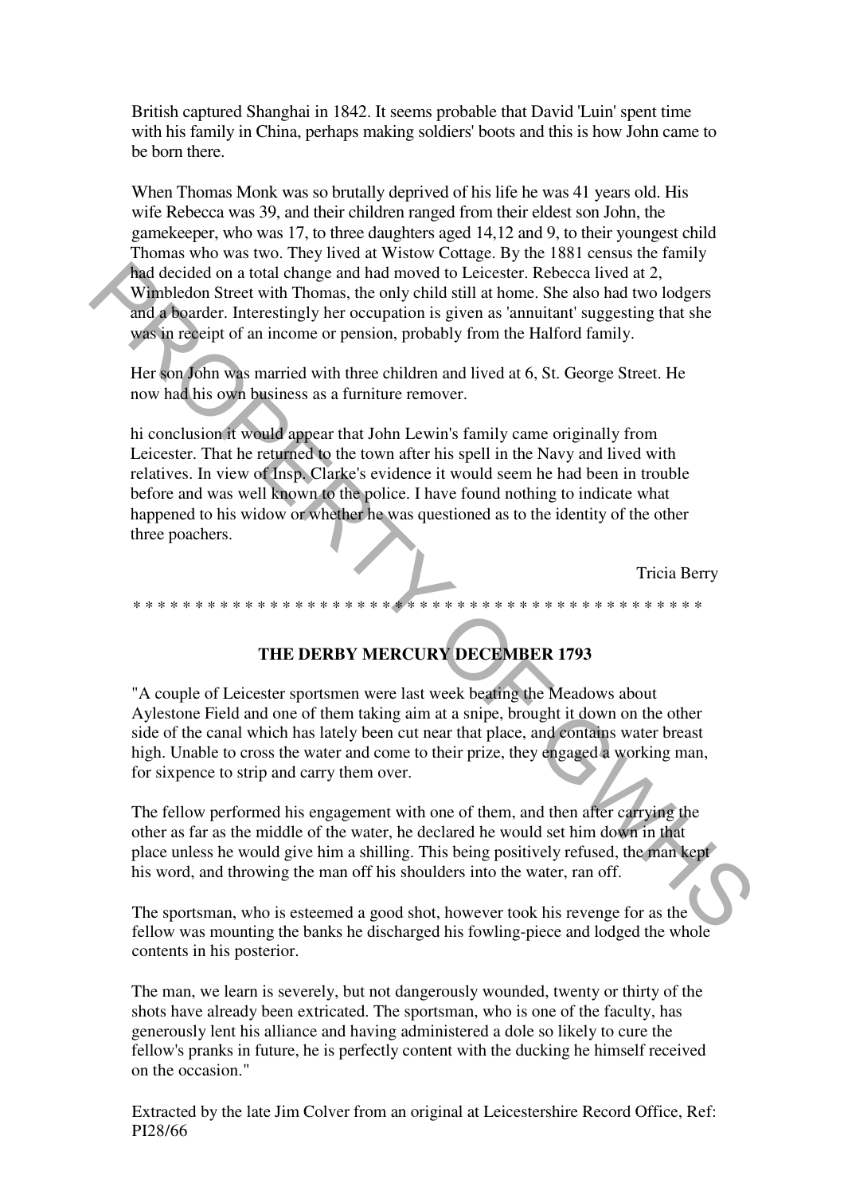British captured Shanghai in 1842. It seems probable that David 'Luin' spent time with his family in China, perhaps making soldiers' boots and this is how John came to be born there.

When Thomas Monk was so brutally deprived of his life he was 41 years old. His wife Rebecca was 39, and their children ranged from their eldest son John, the gamekeeper, who was 17, to three daughters aged 14,12 and 9, to their youngest child Thomas who was two. They lived at Wistow Cottage. By the 1881 census the family had decided on a total change and had moved to Leicester. Rebecca lived at 2, Wimbledon Street with Thomas, the only child still at home. She also had two lodgers and a boarder. Interestingly her occupation is given as 'annuitant' suggesting that she was in receipt of an income or pension, probably from the Halford family.

Her son John was married with three children and lived at 6, St. George Street. He now had his own business as a furniture remover.

hi conclusion it would appear that John Lewin's family came originally from Leicester. That he returned to the town after his spell in the Navy and lived with relatives. In view of Insp. Clarke's evidence it would seem he had been in trouble before and was well known to the police. I have found nothing to indicate what happened to his widow or whether he was questioned as to the identity of the other three poachers.

Tricia Berry

* * * * * * * * * * * * * * * * * * * * * * * * * * * * * * * * * * * * * * * * * * * * * * * * *

## THE DERBY MERCURY DECEMBER 1793

"A couple of Leicester sportsmen were last week beating the Meadows about Aylestone Field and one of them taking aim at a snipe, brought it down on the other side of the canal which has lately been cut near that place, and contains water breast high. Unable to cross the water and come to their prize, they engaged a working man, for sixpence to strip and carry them over.

The fellow performed his engagement with one of them, and then after carrying the other as far as the middle of the water, he declared he would set him down in that place unless he would give him a shilling. This being positively refused, the man kept his word, and throwing the man off his shoulders into the water, ran off.

The sportsman, who is esteemed a good shot, however took his revenge for as the fellow was mounting the banks he discharged his fowling-piece and lodged the whole contents in his posterior.

The man, we learn is severely, but not dangerously wounded, twenty or thirty of the shots have already been extricated. The sportsman, who is one of the faculty, has generously lent his alliance and having administered a dole so likely to cure the fellow's pranks in future, he is perfectly content with the ducking he himself received on the occasion."

Extracted by the late Jim Colver from an original at Leicestershire Record Office, Ref: PI28/66